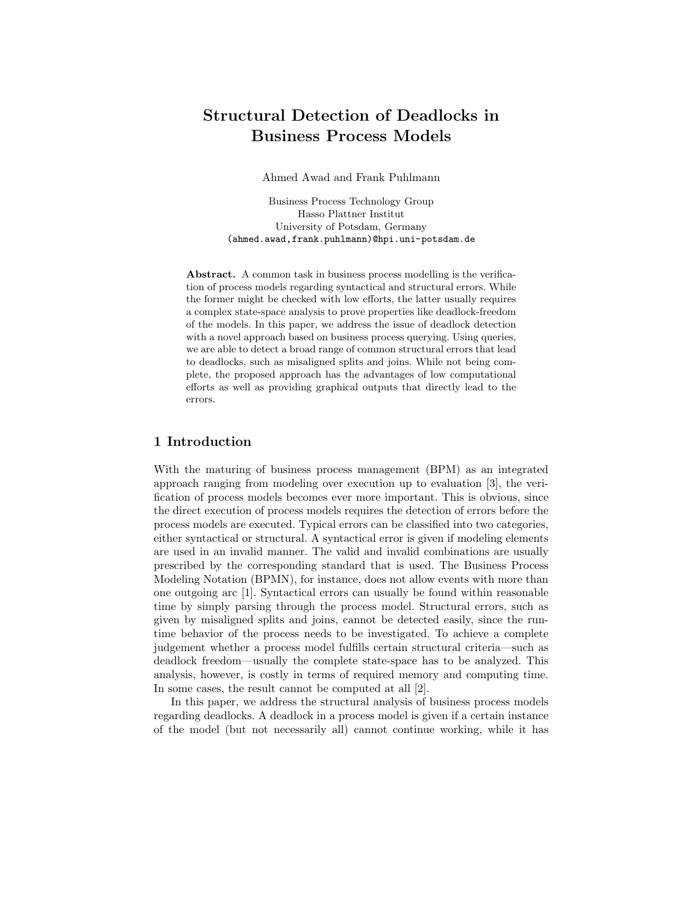# Structural Detection of Deadlocks in Business Process Models

Ahmed Awad and Frank Puhlmann

Business Process Technology Group
Hasso Plattner Institut
University of Potsdam, Germany
(ahmed.awad,frank.puhlmann)@hpi.uni-potsdam.de

**Abstract.** A common task in business process modelling is the verification of process models regarding syntactical and structural errors. While the former might be checked with low efforts, the latter usually requires a complex state-space analysis to prove properties like deadlock-freedom of the models. In this paper, we address the issue of deadlock detection with a novel approach based on business process querying. Using queries, we are able to detect a broad range of common structural errors that lead to deadlocks, such as misaligned splits and joins. While not being complete, the proposed approach has the advantages of low computational efforts as well as providing graphical outputs that directly lead to the errors.

## 1 Introduction

With the maturing of business process management (BPM) as an integrated approach ranging from modeling over execution up to evaluation [3], the verification of process models becomes ever more important. This is obvious, since the direct execution of process models requires the detection of errors before the process models are executed. Typical errors can be classified into two categories, either syntactical or structural. A syntactical error is given if modeling elements are used in an invalid manner. The valid and invalid combinations are usually prescribed by the corresponding standard that is used. The Business Process Modeling Notation (BPMN), for instance, does not allow events with more than one outgoing arc [1]. Syntactical errors can usually be found within reasonable time by simply parsing through the process model. Structural errors, such as given by misaligned splits and joins, cannot be detected easily, since the runtime behavior of the process needs to be investigated. To achieve a complete judgement whether a process model fulfills certain structural criteria—such as deadlock freedom—usually the complete state-space has to be analyzed. This analysis, however, is costly in terms of required memory and computing time. In some cases, the result cannot be computed at all [2].

In this paper, we address the structural analysis of business process models regarding deadlocks. A deadlock in a process model is given if a certain instance of the model (but not necessarily all) cannot continue working, while it has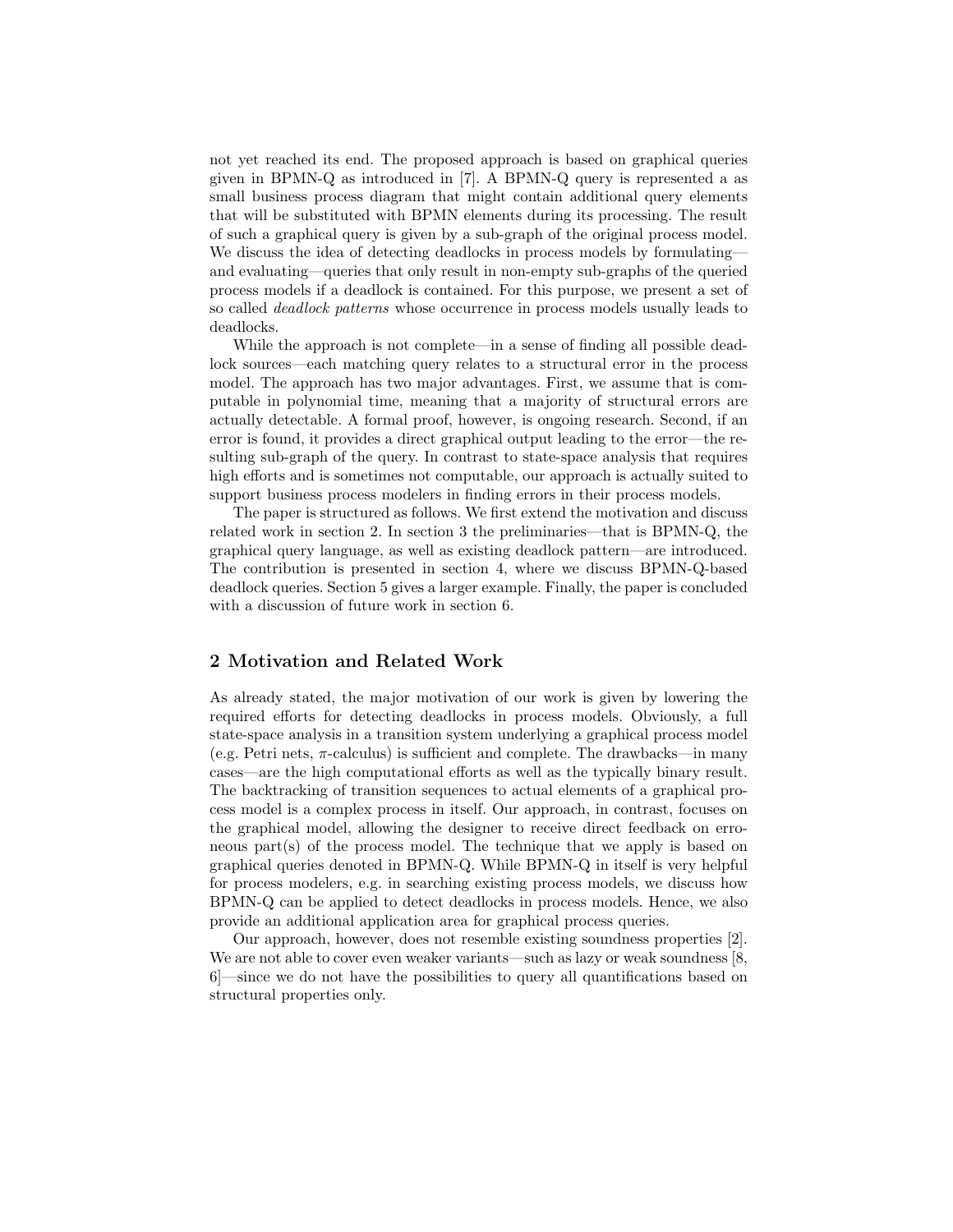not yet reached its end. The proposed approach is based on graphical queries given in BPMN-Q as introduced in [7]. A BPMN-Q query is represented a as small business process diagram that might contain additional query elements that will be substituted with BPMN elements during its processing. The result of such a graphical query is given by a sub-graph of the original process model. We discuss the idea of detecting deadlocks in process models by formulating—and evaluating—queries that only result in non-empty sub-graphs of the queried process models if a deadlock is contained. For this purpose, we present a set of so called *deadlock patterns* whose occurrence in process models usually leads to deadlocks.

While the approach is not complete—in a sense of finding all possible deadlock sources—each matching query relates to a structural error in the process model. The approach has two major advantages. First, we assume that is computable in polynomial time, meaning that a majority of structural errors are actually detectable. A formal proof, however, is ongoing research. Second, if an error is found, it provides a direct graphical output leading to the error—the resulting sub-graph of the query. In contrast to state-space analysis that requires high efforts and is sometimes not computable, our approach is actually suited to support business process modelers in finding errors in their process models.

The paper is structured as follows. We first extend the motivation and discuss related work in section 2. In section 3 the preliminaries—that is BPMN-Q, the graphical query language, as well as existing deadlock pattern—are introduced. The contribution is presented in section 4, where we discuss BPMN-Q-based deadlock queries. Section 5 gives a larger example. Finally, the paper is concluded with a discussion of future work in section 6.

## 2 Motivation and Related Work

As already stated, the major motivation of our work is given by lowering the required efforts for detecting deadlocks in process models. Obviously, a full state-space analysis in a transition system underlying a graphical process model (e.g. Petri nets, $\pi$-calculus) is sufficient and complete. The drawbacks—in many cases—are the high computational efforts as well as the typically binary result. The backtracking of transition sequences to actual elements of a graphical process model is a complex process in itself. Our approach, in contrast, focuses on the graphical model, allowing the designer to receive direct feedback on erroneous part(s) of the process model. The technique that we apply is based on graphical queries denoted in BPMN-Q. While BPMN-Q in itself is very helpful for process modelers, e.g. in searching existing process models, we discuss how BPMN-Q can be applied to detect deadlocks in process models. Hence, we also provide an additional application area for graphical process queries.

Our approach, however, does not resemble existing soundness properties [2]. We are not able to cover even weaker variants—such as lazy or weak soundness [8, 6]—since we do not have the possibilities to query all quantifications based on structural properties only.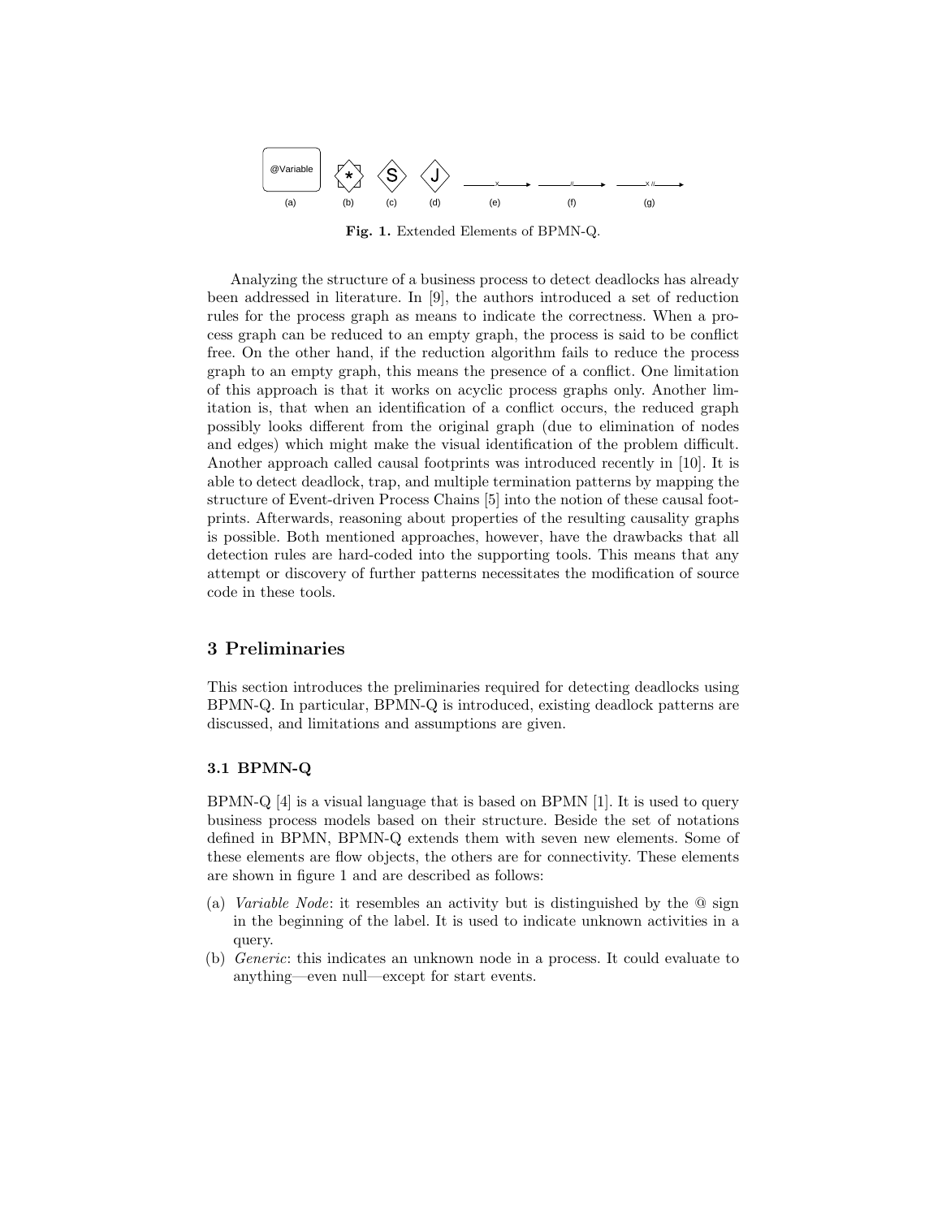**Fig. 1.** Extended Elements of BPMN-Q.

Analyzing the structure of a business process to detect deadlocks has already been addressed in literature. In [9], the authors introduced a set of reduction rules for the process graph as means to indicate the correctness. When a process graph can be reduced to an empty graph, the process is said to be conflict free. On the other hand, if the reduction algorithm fails to reduce the process graph to an empty graph, this means the presence of a conflict. One limitation of this approach is that it works on acyclic process graphs only. Another limitation is, that when an identification of a conflict occurs, the reduced graph possibly looks different from the original graph (due to elimination of nodes and edges) which might make the visual identification of the problem difficult. Another approach called causal footprints was introduced recently in [10]. It is able to detect deadlock, trap, and multiple termination patterns by mapping the structure of Event-driven Process Chains [5] into the notion of these causal footprints. Afterwards, reasoning about properties of the resulting causality graphs is possible. Both mentioned approaches, however, have the drawbacks that all detection rules are hard-coded into the supporting tools. This means that any attempt or discovery of further patterns necessitates the modification of source code in these tools.

## 3 Preliminaries

This section introduces the preliminaries required for detecting deadlocks using BPMN-Q. In particular, BPMN-Q is introduced, existing deadlock patterns are discussed, and limitations and assumptions are given.

### 3.1 BPMN-Q

BPMN-Q [4] is a visual language that is based on BPMN [1]. It is used to query business process models based on their structure. Beside the set of notations defined in BPMN, BPMN-Q extends them with seven new elements. Some of these elements are flow objects, the others are for connectivity. These elements are shown in figure 1 and are described as follows:

(a) *Variable Node*: it resembles an activity but is distinguished by the @ sign in the beginning of the label. It is used to indicate unknown activities in a query.

(b) *Generic*: this indicates an unknown node in a process. It could evaluate to anything—even null—except for start events.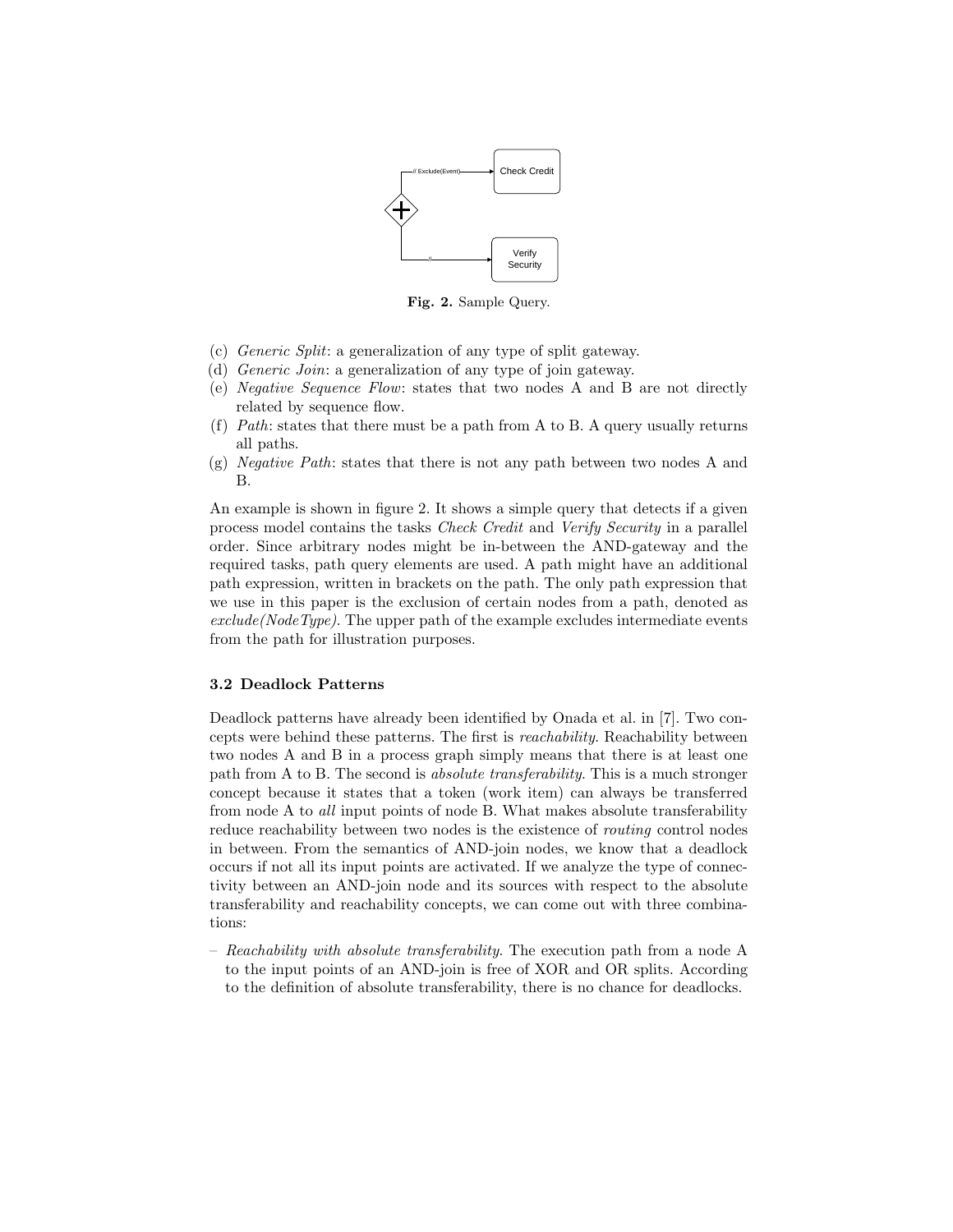// Exclude(Event)

Check Credit

//

Verify Security

**Fig. 2.** Sample Query.

(c) *Generic Split*: a generalization of any type of split gateway.
(d) *Generic Join*: a generalization of any type of join gateway.
(e) *Negative Sequence Flow*: states that two nodes A and B are not directly related by sequence flow.
(f) *Path*: states that there must be a path from A to B. A query usually returns all paths.
(g) *Negative Path*: states that there is not any path between two nodes A and B.

An example is shown in figure 2. It shows a simple query that detects if a given process model contains the tasks *Check Credit* and *Verify Security* in a parallel order. Since arbitrary nodes might be in-between the AND-gateway and the required tasks, path query elements are used. A path might have an additional path expression, written in brackets on the path. The only path expression that we use in this paper is the exclusion of certain nodes from a path, denoted as *exclude(NodeType)*. The upper path of the example excludes intermediate events from the path for illustration purposes.

### 3.2 Deadlock Patterns

Deadlock patterns have already been identified by Onada et al. in [7]. Two concepts were behind these patterns. The first is *reachability*. Reachability between two nodes A and B in a process graph simply means that there is at least one path from A to B. The second is *absolute transferability*. This is a much stronger concept because it states that a token (work item) can always be transferred from node A to *all* input points of node B. What makes absolute transferability reduce reachability between two nodes is the existence of *routing* control nodes in between. From the semantics of AND-join nodes, we know that a deadlock occurs if not all its input points are activated. If we analyze the type of connectivity between an AND-join node and its sources with respect to the absolute transferability and reachability concepts, we can come out with three combinations:

– *Reachability with absolute transferability*. The execution path from a node A to the input points of an AND-join is free of XOR and OR splits. According to the definition of absolute transferability, there is no chance for deadlocks.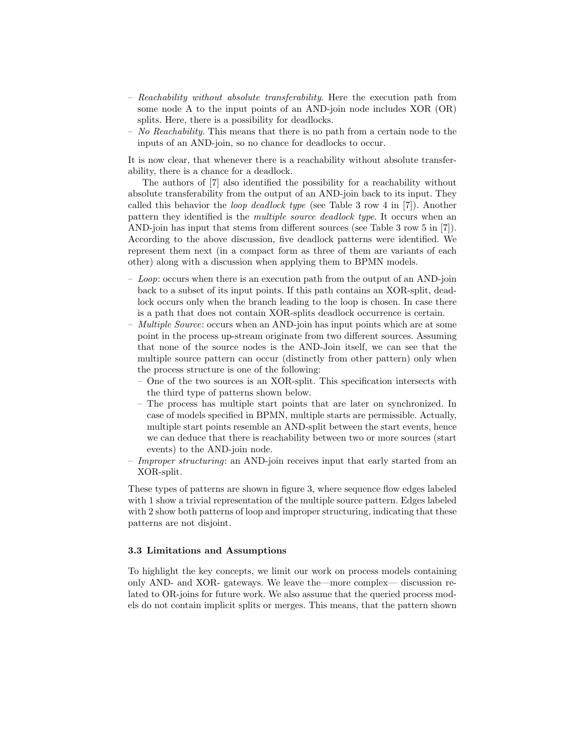- *Reachability without absolute transferability*. Here the execution path from some node A to the input points of an AND-join node includes XOR (OR) splits. Here, there is a possibility for deadlocks.
- *No Reachability*. This means that there is no path from a certain node to the inputs of an AND-join, so no chance for deadlocks to occur.

It is now clear, that whenever there is a reachability without absolute transferability, there is a chance for a deadlock.

The authors of [7] also identified the possibility for a reachability without absolute transferability from the output of an AND-join back to its input. They called this behavior the *loop deadlock type* (see Table 3 row 4 in [7]). Another pattern they identified is the *multiple source deadlock type*. It occurs when an AND-join has input that stems from different sources (see Table 3 row 5 in [7]). According to the above discussion, five deadlock patterns were identified. We represent them next (in a compact form as three of them are variants of each other) along with a discussion when applying them to BPMN models.

- *Loop*: occurs when there is an execution path from the output of an AND-join back to a subset of its input points. If this path contains an XOR-split, deadlock occurs only when the branch leading to the loop is chosen. In case there is a path that does not contain XOR-splits deadlock occurrence is certain.
- *Multiple Source*: occurs when an AND-join has input points which are at some point in the process up-stream originate from two different sources. Assuming that none of the source nodes is the AND-Join itself, we can see that the multiple source pattern can occur (distinctly from other pattern) only when the process structure is one of the following:
  - One of the two sources is an XOR-split. This specification intersects with the third type of patterns shown below.
  - The process has multiple start points that are later on synchronized. In case of models specified in BPMN, multiple starts are permissible. Actually, multiple start points resemble an AND-split between the start events, hence we can deduce that there is reachability between two or more sources (start events) to the AND-join node.
- *Improper structuring*: an AND-join receives input that early started from an XOR-split.

These types of patterns are shown in figure 3, where sequence flow edges labeled with 1 show a trivial representation of the multiple source pattern. Edges labeled with 2 show both patterns of loop and improper structuring, indicating that these patterns are not disjoint.

### 3.3 Limitations and Assumptions

To highlight the key concepts, we limit our work on process models containing only AND- and XOR- gateways. We leave the—more complex— discussion related to OR-joins for future work. We also assume that the queried process models do not contain implicit splits or merges. This means, that the pattern shown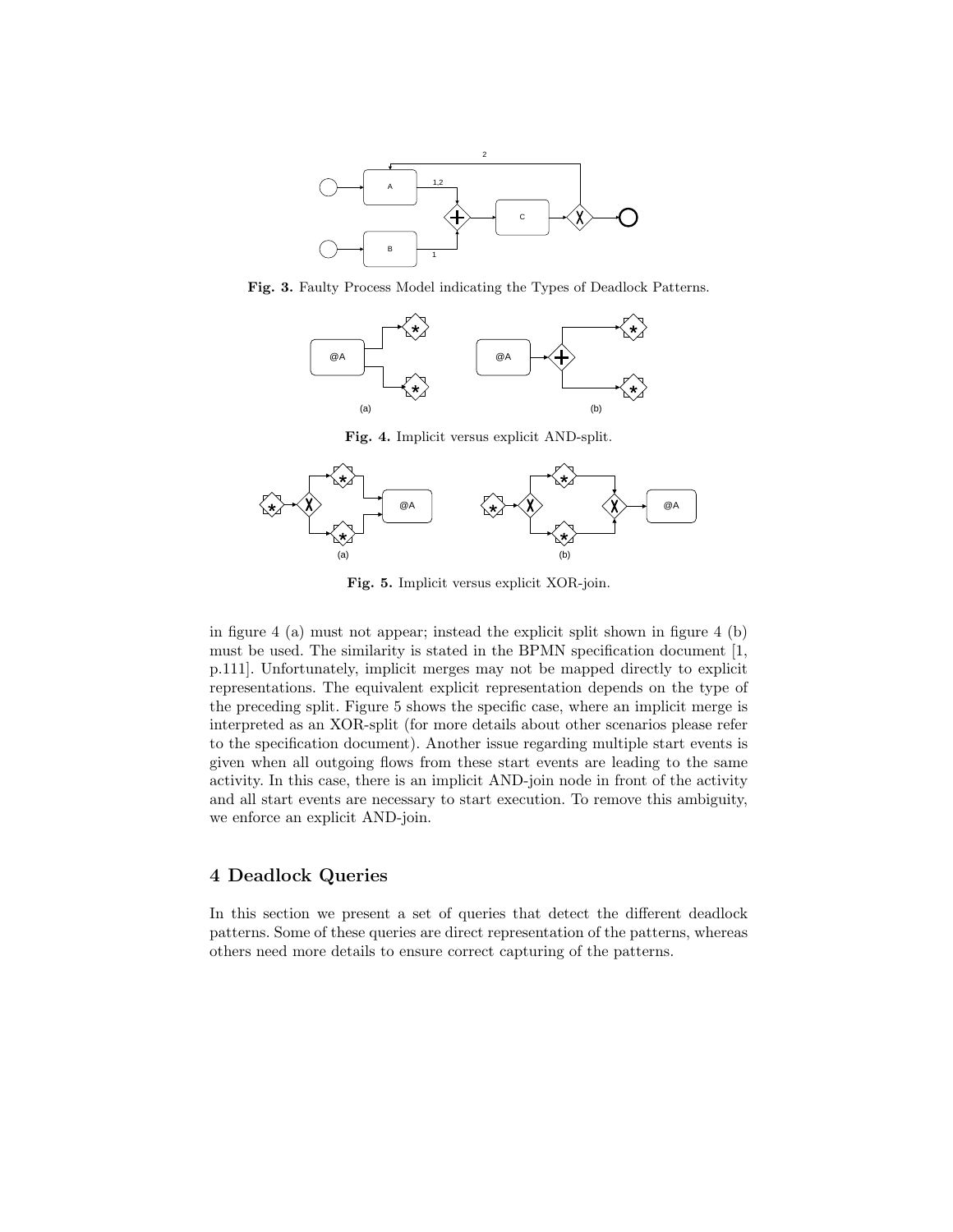**Fig. 3.** Faulty Process Model indicating the Types of Deadlock Patterns.

**Fig. 4.** Implicit versus explicit AND-split.

**Fig. 5.** Implicit versus explicit XOR-join.

in figure 4 (a) must not appear; instead the explicit split shown in figure 4 (b) must be used. The similarity is stated in the BPMN specification document [1, p.111]. Unfortunately, implicit merges may not be mapped directly to explicit representations. The equivalent explicit representation depends on the type of the preceding split. Figure 5 shows the specific case, where an implicit merge is interpreted as an XOR-split (for more details about other scenarios please refer to the specification document). Another issue regarding multiple start events is given when all outgoing flows from these start events are leading to the same activity. In this case, there is an implicit AND-join node in front of the activity and all start events are necessary to start execution. To remove this ambiguity, we enforce an explicit AND-join.

## 4 Deadlock Queries

In this section we present a set of queries that detect the different deadlock patterns. Some of these queries are direct representation of the patterns, whereas others need more details to ensure correct capturing of the patterns.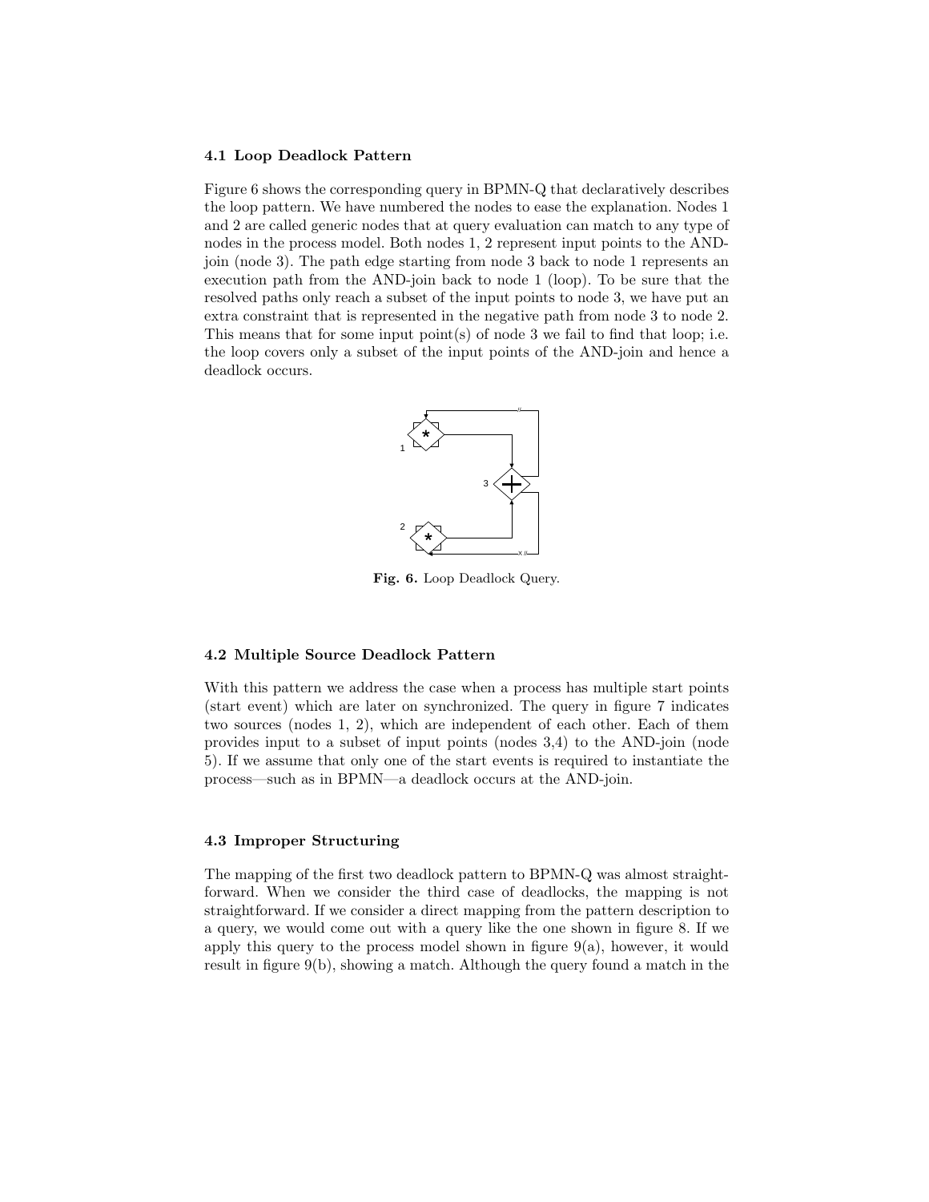### 4.1 Loop Deadlock Pattern

Figure 6 shows the corresponding query in BPMN-Q that declaratively describes the loop pattern. We have numbered the nodes to ease the explanation. Nodes 1 and 2 are called generic nodes that at query evaluation can match to any type of nodes in the process model. Both nodes 1, 2 represent input points to the AND-join (node 3). The path edge starting from node 3 back to node 1 represents an execution path from the AND-join back to node 1 (loop). To be sure that the resolved paths only reach a subset of the input points to node 3, we have put an extra constraint that is represented in the negative path from node 3 to node 2. This means that for some input point(s) of node 3 we fail to find that loop; i.e. the loop covers only a subset of the input points of the AND-join and hence a deadlock occurs.

**Fig. 6.** Loop Deadlock Query.

### 4.2 Multiple Source Deadlock Pattern

With this pattern we address the case when a process has multiple start points (start event) which are later on synchronized. The query in figure 7 indicates two sources (nodes 1, 2), which are independent of each other. Each of them provides input to a subset of input points (nodes 3,4) to the AND-join (node 5). If we assume that only one of the start events is required to instantiate the process—such as in BPMN—a deadlock occurs at the AND-join.

### 4.3 Improper Structuring

The mapping of the first two deadlock pattern to BPMN-Q was almost straightforward. When we consider the third case of deadlocks, the mapping is not straightforward. If we consider a direct mapping from the pattern description to a query, we would come out with a query like the one shown in figure 8. If we apply this query to the process model shown in figure 9(a), however, it would result in figure 9(b), showing a match. Although the query found a match in the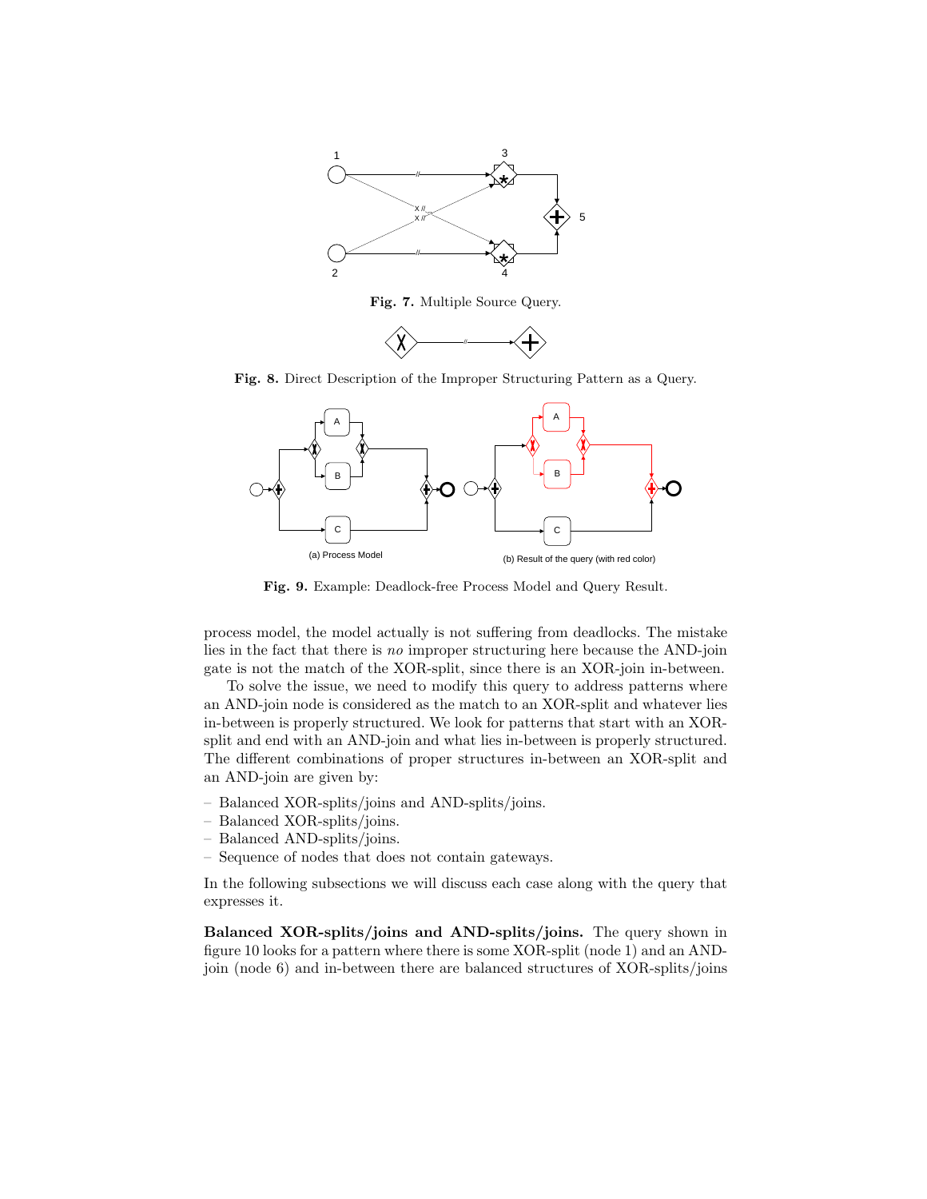**Fig. 7.** Multiple Source Query.

**Fig. 8.** Direct Description of the Improper Structuring Pattern as a Query.

**Fig. 9.** Example: Deadlock-free Process Model and Query Result.

process model, the model actually is not suffering from deadlocks. The mistake lies in the fact that there is *no* improper structuring here because the AND-join gate is not the match of the XOR-split, since there is an XOR-join in-between.

To solve the issue, we need to modify this query to address patterns where an AND-join node is considered as the match to an XOR-split and whatever lies in-between is properly structured. We look for patterns that start with an XOR-split and end with an AND-join and what lies in-between is properly structured. The different combinations of proper structures in-between an XOR-split and an AND-join are given by:

- Balanced XOR-splits/joins and AND-splits/joins.
- Balanced XOR-splits/joins.
- Balanced AND-splits/joins.
- Sequence of nodes that does not contain gateways.

In the following subsections we will discuss each case along with the query that expresses it.

**Balanced XOR-splits/joins and AND-splits/joins.** The query shown in figure 10 looks for a pattern where there is some XOR-split (node 1) and an AND-join (node 6) and in-between there are balanced structures of XOR-splits/joins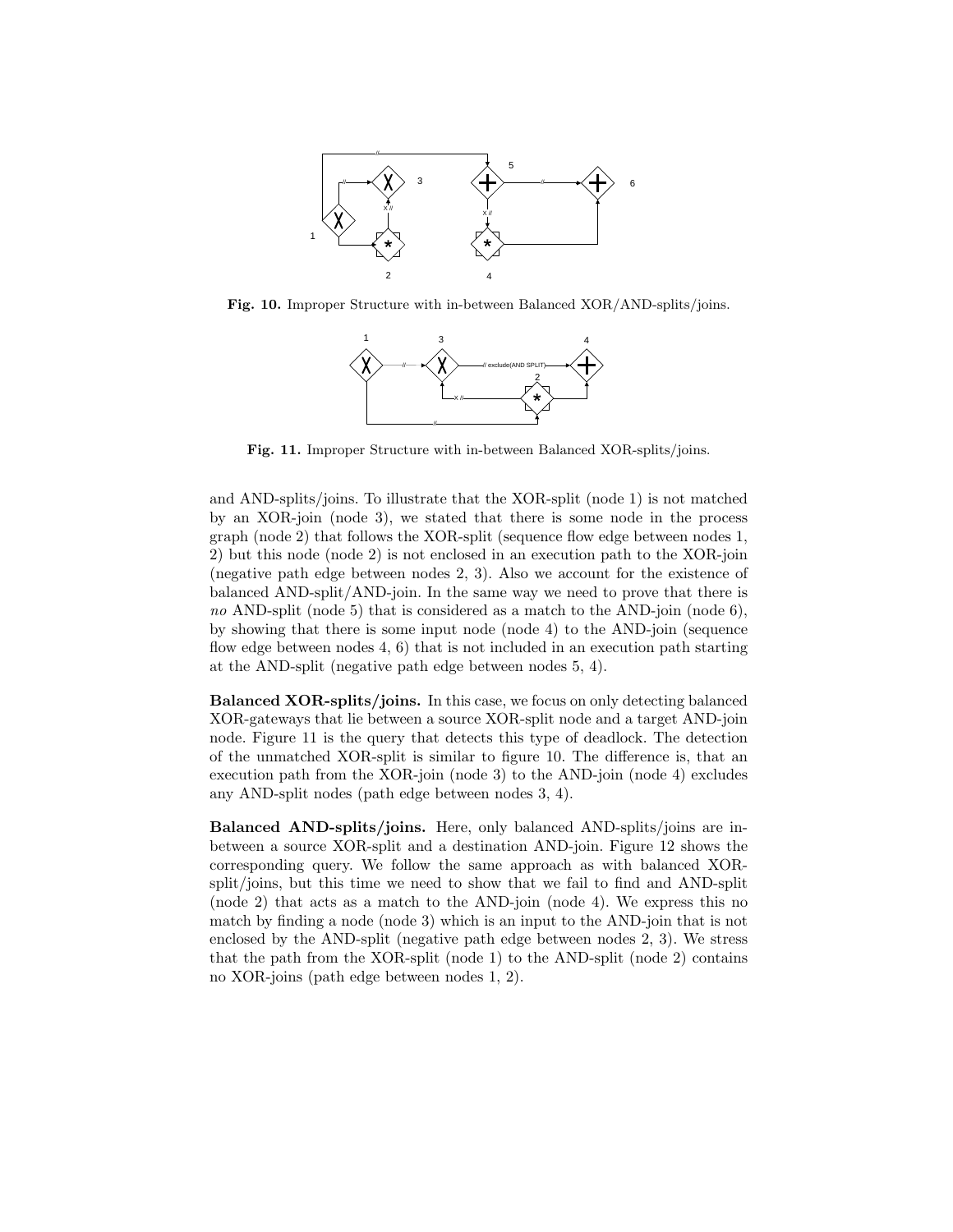**Fig. 10.** Improper Structure with in-between Balanced XOR/AND-splits/joins.

**Fig. 11.** Improper Structure with in-between Balanced XOR-splits/joins.

and AND-splits/joins. To illustrate that the XOR-split (node 1) is not matched by an XOR-join (node 3), we stated that there is some node in the process graph (node 2) that follows the XOR-split (sequence flow edge between nodes 1, 2) but this node (node 2) is not enclosed in an execution path to the XOR-join (negative path edge between nodes 2, 3). Also we account for the existence of balanced AND-split/AND-join. In the same way we need to prove that there is *no* AND-split (node 5) that is considered as a match to the AND-join (node 6), by showing that there is some input node (node 4) to the AND-join (sequence flow edge between nodes 4, 6) that is not included in an execution path starting at the AND-split (negative path edge between nodes 5, 4).

**Balanced XOR-splits/joins.** In this case, we focus on only detecting balanced XOR-gateways that lie between a source XOR-split node and a target AND-join node. Figure 11 is the query that detects this type of deadlock. The detection of the unmatched XOR-split is similar to figure 10. The difference is, that an execution path from the XOR-join (node 3) to the AND-join (node 4) excludes any AND-split nodes (path edge between nodes 3, 4).

**Balanced AND-splits/joins.** Here, only balanced AND-splits/joins are in-between a source XOR-split and a destination AND-join. Figure 12 shows the corresponding query. We follow the same approach as with balanced XOR-split/joins, but this time we need to show that we fail to find and AND-split (node 2) that acts as a match to the AND-join (node 4). We express this no match by finding a node (node 3) which is an input to the AND-join that is not enclosed by the AND-split (negative path edge between nodes 2, 3). We stress that the path from the XOR-split (node 1) to the AND-split (node 2) contains no XOR-joins (path edge between nodes 1, 2).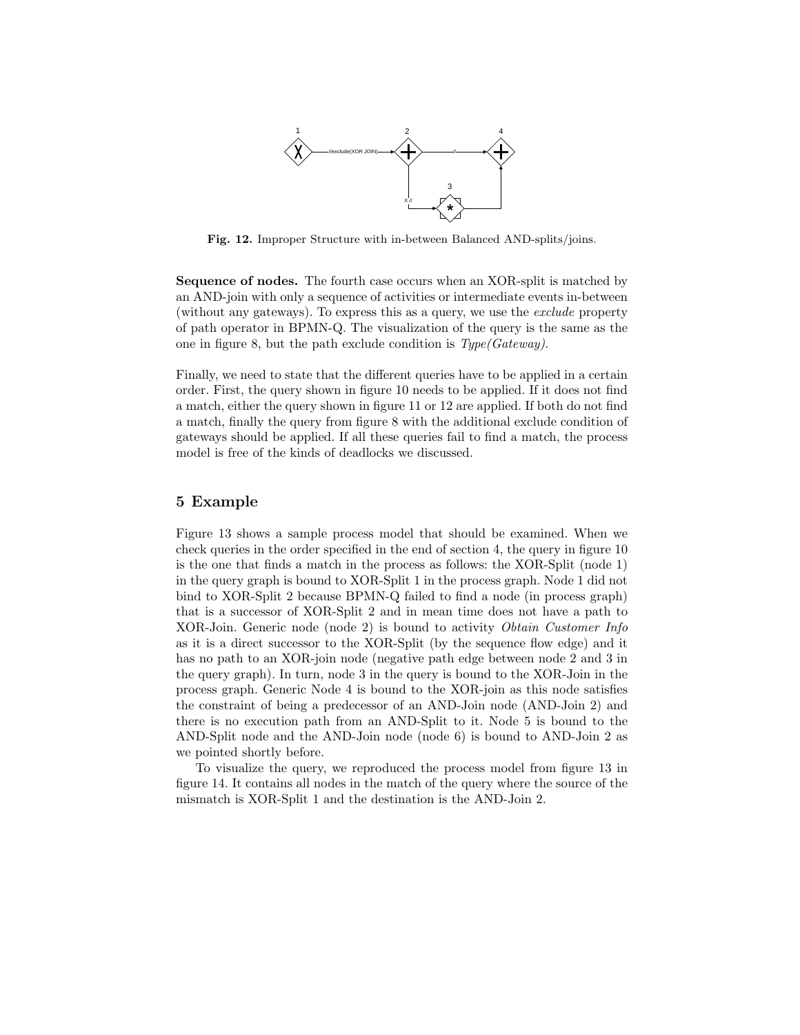**Fig. 12.** Improper Structure with in-between Balanced AND-splits/joins.

**Sequence of nodes.** The fourth case occurs when an XOR-split is matched by an AND-join with only a sequence of activities or intermediate events in-between (without any gateways). To express this as a query, we use the *exclude* property of path operator in BPMN-Q. The visualization of the query is the same as the one in figure 8, but the path exclude condition is *Type(Gateway)*.

Finally, we need to state that the different queries have to be applied in a certain order. First, the query shown in figure 10 needs to be applied. If it does not find a match, either the query shown in figure 11 or 12 are applied. If both do not find a match, finally the query from figure 8 with the additional exclude condition of gateways should be applied. If all these queries fail to find a match, the process model is free of the kinds of deadlocks we discussed.

## 5 Example

Figure 13 shows a sample process model that should be examined. When we check queries in the order specified in the end of section 4, the query in figure 10 is the one that finds a match in the process as follows: the XOR-Split (node 1) in the query graph is bound to XOR-Split 1 in the process graph. Node 1 did not bind to XOR-Split 2 because BPMN-Q failed to find a node (in process graph) that is a successor of XOR-Split 2 and in mean time does not have a path to XOR-Join. Generic node (node 2) is bound to activity *Obtain Customer Info* as it is a direct successor to the XOR-Split (by the sequence flow edge) and it has no path to an XOR-join node (negative path edge between node 2 and 3 in the query graph). In turn, node 3 in the query is bound to the XOR-Join in the process graph. Generic Node 4 is bound to the XOR-join as this node satisfies the constraint of being a predecessor of an AND-Join node (AND-Join 2) and there is no execution path from an AND-Split to it. Node 5 is bound to the AND-Split node and the AND-Join node (node 6) is bound to AND-Join 2 as we pointed shortly before.

To visualize the query, we reproduced the process model from figure 13 in figure 14. It contains all nodes in the match of the query where the source of the mismatch is XOR-Split 1 and the destination is the AND-Join 2.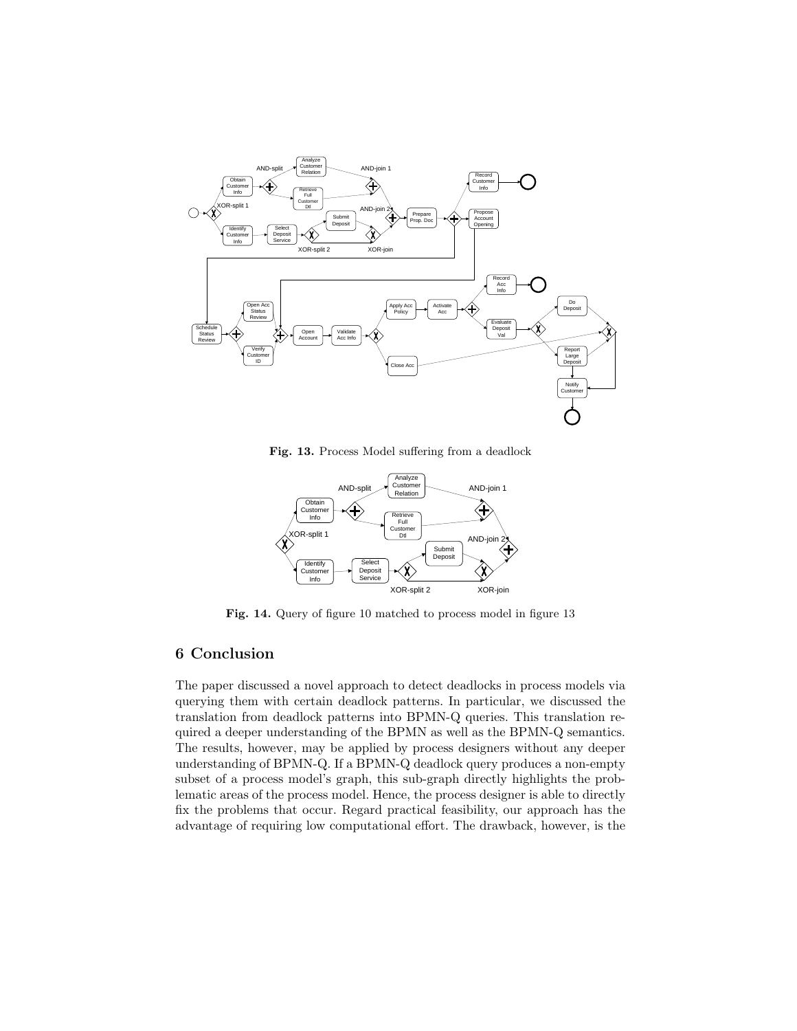**Fig. 13.** Process Model suffering from a deadlock

**Fig. 14.** Query of figure 10 matched to process model in figure 13

## 6 Conclusion

The paper discussed a novel approach to detect deadlocks in process models via querying them with certain deadlock patterns. In particular, we discussed the translation from deadlock patterns into BPMN-Q queries. This translation required a deeper understanding of the BPMN as well as the BPMN-Q semantics. The results, however, may be applied by process designers without any deeper understanding of BPMN-Q. If a BPMN-Q deadlock query produces a non-empty subset of a process model's graph, this sub-graph directly highlights the problematic areas of the process model. Hence, the process designer is able to directly fix the problems that occur. Regard practical feasibility, our approach has the advantage of requiring low computational effort. The drawback, however, is the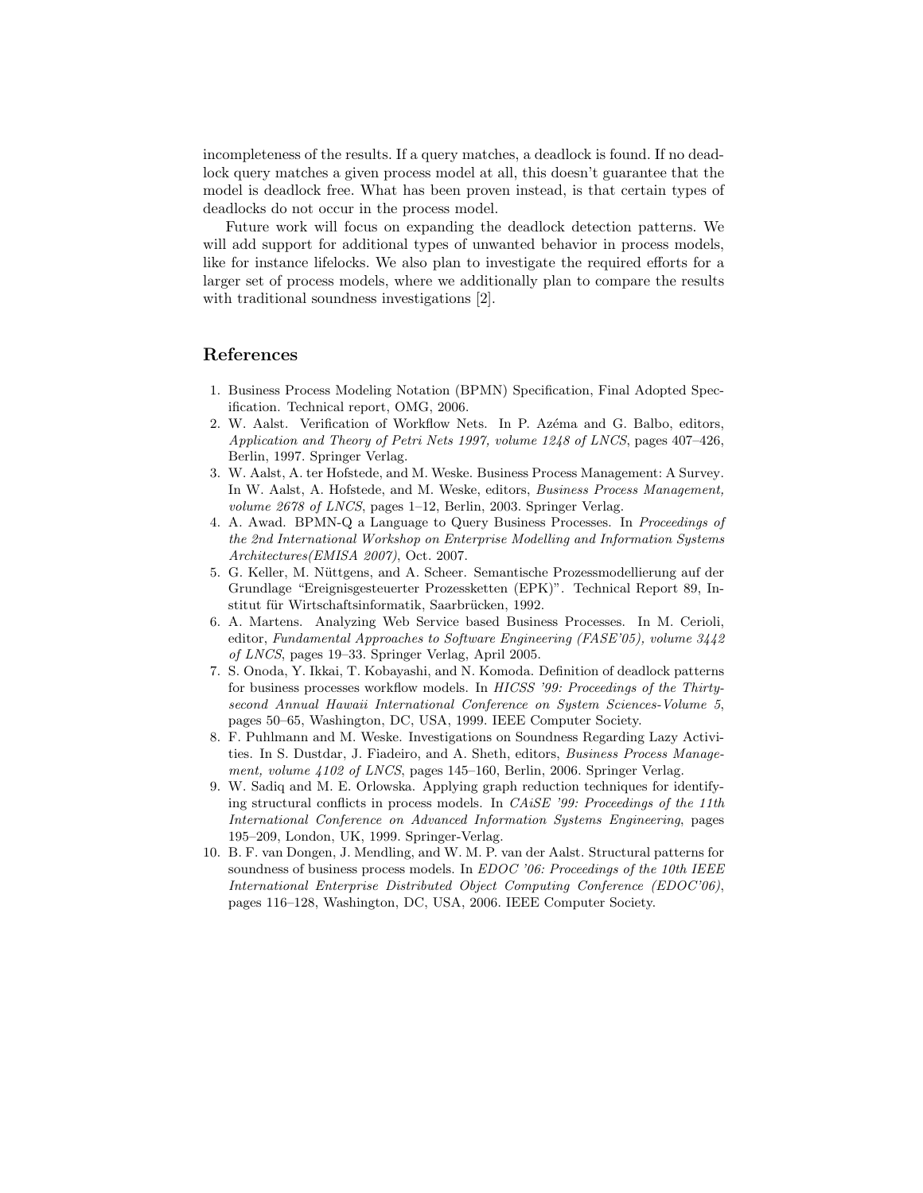incompleteness of the results. If a query matches, a deadlock is found. If no deadlock query matches a given process model at all, this doesn't guarantee that the model is deadlock free. What has been proven instead, is that certain types of deadlocks do not occur in the process model.

Future work will focus on expanding the deadlock detection patterns. We will add support for additional types of unwanted behavior in process models, like for instance lifelocks. We also plan to investigate the required efforts for a larger set of process models, where we additionally plan to compare the results with traditional soundness investigations [2].

## References

1. Business Process Modeling Notation (BPMN) Specification, Final Adopted Specification. Technical report, OMG, 2006.
2. W. Aalst. Verification of Workflow Nets. In P. Azéma and G. Balbo, editors, *Application and Theory of Petri Nets 1997, volume 1248 of LNCS*, pages 407–426, Berlin, 1997. Springer Verlag.
3. W. Aalst, A. ter Hofstede, and M. Weske. Business Process Management: A Survey. In W. Aalst, A. Hofstede, and M. Weske, editors, *Business Process Management, volume 2678 of LNCS*, pages 1–12, Berlin, 2003. Springer Verlag.
4. A. Awad. BPMN-Q a Language to Query Business Processes. In *Proceedings of the 2nd International Workshop on Enterprise Modelling and Information Systems Architectures(EMISA 2007)*, Oct. 2007.
5. G. Keller, M. Nüttgens, and A. Scheer. Semantische Prozessmodellierung auf der Grundlage "Ereignisgesteuerter Prozessketten (EPK)". Technical Report 89, Institut für Wirtschaftsinformatik, Saarbrücken, 1992.
6. A. Martens. Analyzing Web Service based Business Processes. In M. Cerioli, editor, *Fundamental Approaches to Software Engineering (FASE'05), volume 3442 of LNCS*, pages 19–33. Springer Verlag, April 2005.
7. S. Onoda, Y. Ikkai, T. Kobayashi, and N. Komoda. Definition of deadlock patterns for business processes workflow models. In *HICSS '99: Proceedings of the Thirty-second Annual Hawaii International Conference on System Sciences-Volume 5*, pages 50–65, Washington, DC, USA, 1999. IEEE Computer Society.
8. F. Puhlmann and M. Weske. Investigations on Soundness Regarding Lazy Activities. In S. Dustdar, J. Fiadeiro, and A. Sheth, editors, *Business Process Management, volume 4102 of LNCS*, pages 145–160, Berlin, 2006. Springer Verlag.
9. W. Sadiq and M. E. Orlowska. Applying graph reduction techniques for identifying structural conflicts in process models. In *CAiSE '99: Proceedings of the 11th International Conference on Advanced Information Systems Engineering*, pages 195–209, London, UK, 1999. Springer-Verlag.
10. B. F. van Dongen, J. Mendling, and W. M. P. van der Aalst. Structural patterns for soundness of business process models. In *EDOC '06: Proceedings of the 10th IEEE International Enterprise Distributed Object Computing Conference (EDOC'06)*, pages 116–128, Washington, DC, USA, 2006. IEEE Computer Society.